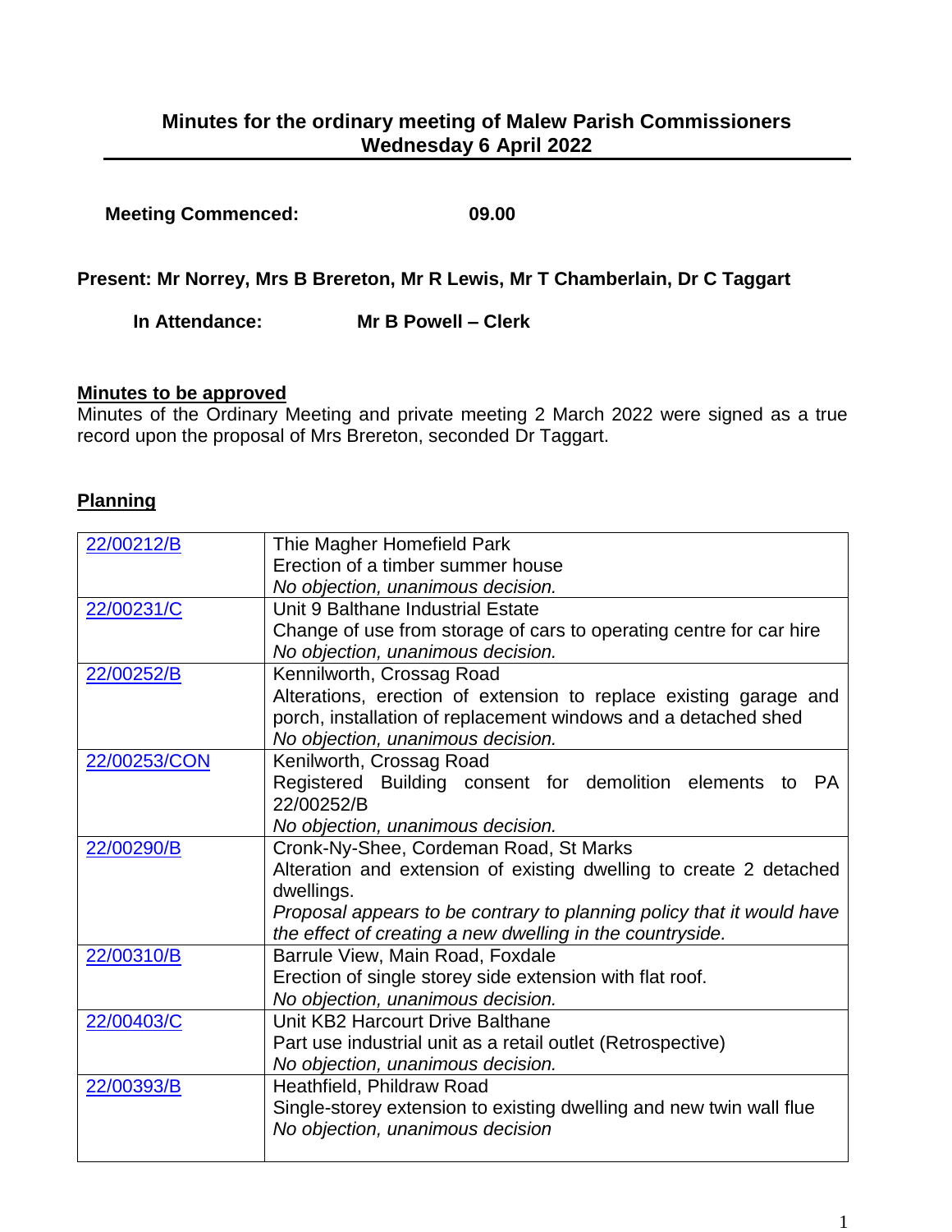# Minutes for the ordinary meeting of Malew Parish Commissioners
## Wednesday 6 April 2022

**Meeting Commenced:** **09.00**

**Present: Mr Norrey, Mrs B Brereton, Mr R Lewis, Mr T Chamberlain, Dr C Taggart**

**In Attendance:** **Mr B Powell – Clerk**

**Minutes to be approved**

Minutes of the Ordinary Meeting and private meeting 2 March 2022 were signed as a true record upon the proposal of Mrs Brereton, seconded Dr Taggart.

**Planning**

| | |
|---|---|
| 22/00212/B | Thie Magher Homefield Park<br>Erection of a timber summer house<br>*No objection, unanimous decision.* |
| 22/00231/C | Unit 9 Balthane Industrial Estate<br>Change of use from storage of cars to operating centre for car hire<br>*No objection, unanimous decision.* |
| 22/00252/B | Kennilworth, Crossag Road<br>Alterations, erection of extension to replace existing garage and porch, installation of replacement windows and a detached shed<br>*No objection, unanimous decision.* |
| 22/00253/CON | Kenilworth, Crossag Road<br>Registered Building consent for demolition elements to PA 22/00252/B<br>*No objection, unanimous decision.* |
| 22/00290/B | Cronk-Ny-Shee, Cordeman Road, St Marks<br>Alteration and extension of existing dwelling to create 2 detached dwellings.<br>*Proposal appears to be contrary to planning policy that it would have the effect of creating a new dwelling in the countryside.* |
| 22/00310/B | Barrule View, Main Road, Foxdale<br>Erection of single storey side extension with flat roof.<br>*No objection, unanimous decision.* |
| 22/00403/C | Unit KB2 Harcourt Drive Balthane<br>Part use industrial unit as a retail outlet (Retrospective)<br>*No objection, unanimous decision.* |
| 22/00393/B | Heathfield, Phildraw Road<br>Single-storey extension to existing dwelling and new twin wall flue<br>*No objection, unanimous decision* |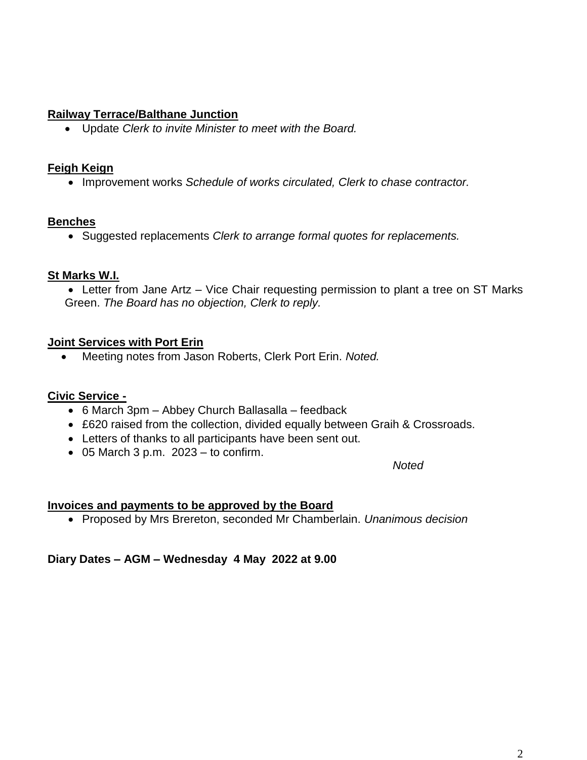**Railway Terrace/Balthane Junction**

- Update *Clerk to invite Minister to meet with the Board.*

**Feigh Keign**

- Improvement works *Schedule of works circulated, Clerk to chase contractor.*

**Benches**

- Suggested replacements *Clerk to arrange formal quotes for replacements.*

**St Marks W.I.**

- Letter from Jane Artz – Vice Chair requesting permission to plant a tree on ST Marks Green. *The Board has no objection, Clerk to reply.*

**Joint Services with Port Erin**

- Meeting notes from Jason Roberts, Clerk Port Erin. *Noted.*

**Civic Service -**

- 6 March 3pm – Abbey Church Ballasalla – feedback
- £620 raised from the collection, divided equally between Graih & Crossroads.
- Letters of thanks to all participants have been sent out.
- 05 March 3 p.m. 2023 – to confirm.

*Noted*

**Invoices and payments to be approved by the Board**

- Proposed by Mrs Brereton, seconded Mr Chamberlain. *Unanimous decision*

**Diary Dates – AGM – Wednesday 4 May 2022 at 9.00**